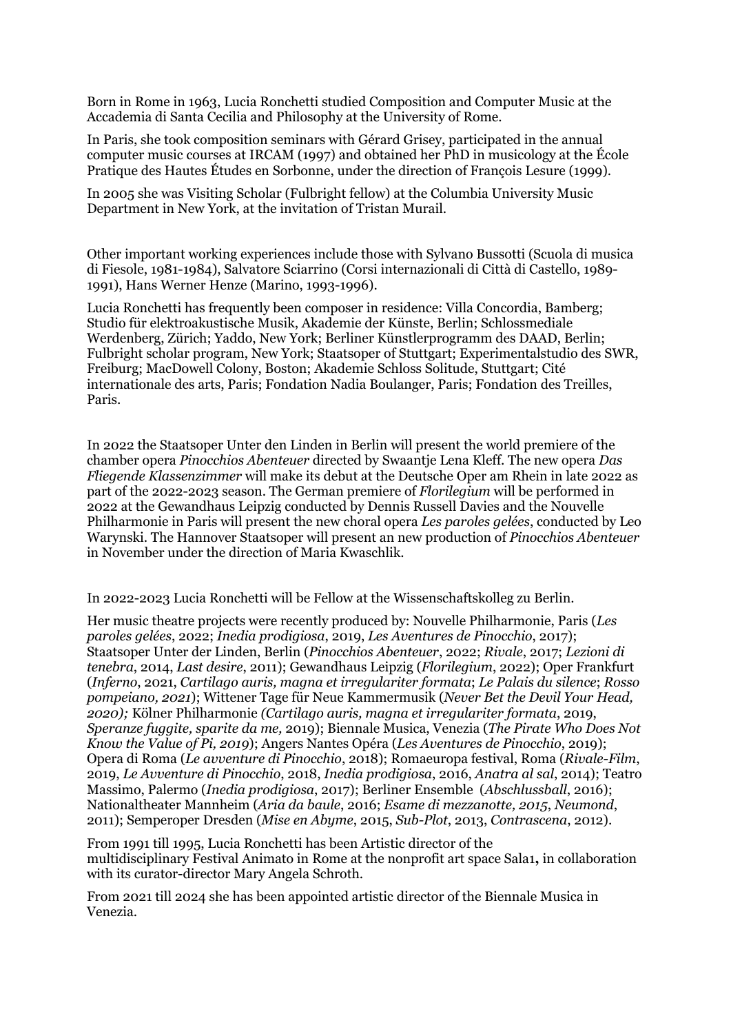Born in Rome in 1963, Lucia Ronchetti studied Composition and Computer Music at the Accademia di Santa Cecilia and Philosophy at the University of Rome.

In Paris, she took composition seminars with Gérard Grisey, participated in the annual computer music courses at IRCAM (1997) and obtained her PhD in musicology at the École Pratique des Hautes Études en Sorbonne, under the direction of François Lesure (1999).

In 2005 she was Visiting Scholar (Fulbright fellow) at the Columbia University Music Department in New York, at the invitation of Tristan Murail.

Other important working experiences include those with Sylvano Bussotti (Scuola di musica di Fiesole, 1981-1984), Salvatore Sciarrino (Corsi internazionali di Città di Castello, 1989-1991), Hans Werner Henze (Marino, 1993-1996).

Lucia Ronchetti has frequently been composer in residence: Villa Concordia, Bamberg; Studio für elektroakustische Musik, Akademie der Künste, Berlin; Schlossmediale Werdenberg, Zürich; Yaddo, New York; Berliner Künstlerprogramm des DAAD, Berlin; Fulbright scholar program, New York; Staatsoper of Stuttgart; Experimentalstudio des SWR, Freiburg; MacDowell Colony, Boston; Akademie Schloss Solitude, Stuttgart; Cité internationale des arts, Paris; Fondation Nadia Boulanger, Paris; Fondation des Treilles, Paris.

In 2022 the Staatsoper Unter den Linden in Berlin will present the world premiere of the chamber opera *Pinocchios Abenteuer* directed by Swaantje Lena Kleff. The new opera *Das Fliegende Klassenzimmer* will make its debut at the Deutsche Oper am Rhein in late 2022 as part of the 2022-2023 season. The German premiere of *Florilegium* will be performed in 2022 at the Gewandhaus Leipzig conducted by Dennis Russell Davies and the Nouvelle Philharmonie in Paris will present the new choral opera *Les paroles gelées*, conducted by Leo Warynski. The Hannover Staatsoper will present an new production of *Pinocchios Abenteuer* in November under the direction of Maria Kwaschlik.

In 2022-2023 Lucia Ronchetti will be Fellow at the Wissenschaftskolleg zu Berlin.

Her music theatre projects were recently produced by: Nouvelle Philharmonie, Paris (*Les paroles gelées*, 2022; *Inedia prodigiosa*, 2019, *Les Aventures de Pinocchio*, 2017); Staatsoper Unter der Linden, Berlin (*Pinocchios Abenteuer*, 2022; *Rivale*, 2017; *Lezioni di tenebra*, 2014, *Last desire*, 2011); Gewandhaus Leipzig (*Florilegium*, 2022); Oper Frankfurt (*Inferno*, 2021, *Cartilago auris, magna et irregulariter formata*; *Le Palais du silence*; *Rosso pompeiano, 2021*); Wittener Tage für Neue Kammermusik (*Never Bet the Devil Your Head, 2020);* Kölner Philharmonie *(Cartilago auris, magna et irregulariter formata*, 2019, *Speranze fuggite, sparite da me,* 2019); Biennale Musica, Venezia (*The Pirate Who Does Not Know the Value of Pi, 2019*); Angers Nantes Opéra (*Les Aventures de Pinocchio*, 2019); Opera di Roma (*Le avventure di Pinocchio*, 2018); Romaeuropa festival, Roma (*Rivale-Film*, 2019, *Le Avventure di Pinocchio*, 2018, *Inedia prodigiosa*, 2016, *Anatra al sal*, 2014); Teatro Massimo, Palermo (*Inedia prodigiosa*, 2017); Berliner Ensemble (*Abschlussball*, 2016); Nationaltheater Mannheim (*Aria da baule*, 2016; *Esame di mezzanotte, 2015*, *Neumond*, 2011); Semperoper Dresden (*Mise en Abyme*, 2015, *Sub-Plot*, 2013, *Contrascena*, 2012).

From 1991 till 1995, Lucia Ronchetti has been Artistic director of the multidisciplinary Festival Animato in Rome at the nonprofit art space Sala1**,** in collaboration with its curator-director Mary Angela Schroth.

From 2021 till 2024 she has been appointed artistic director of the Biennale Musica in Venezia.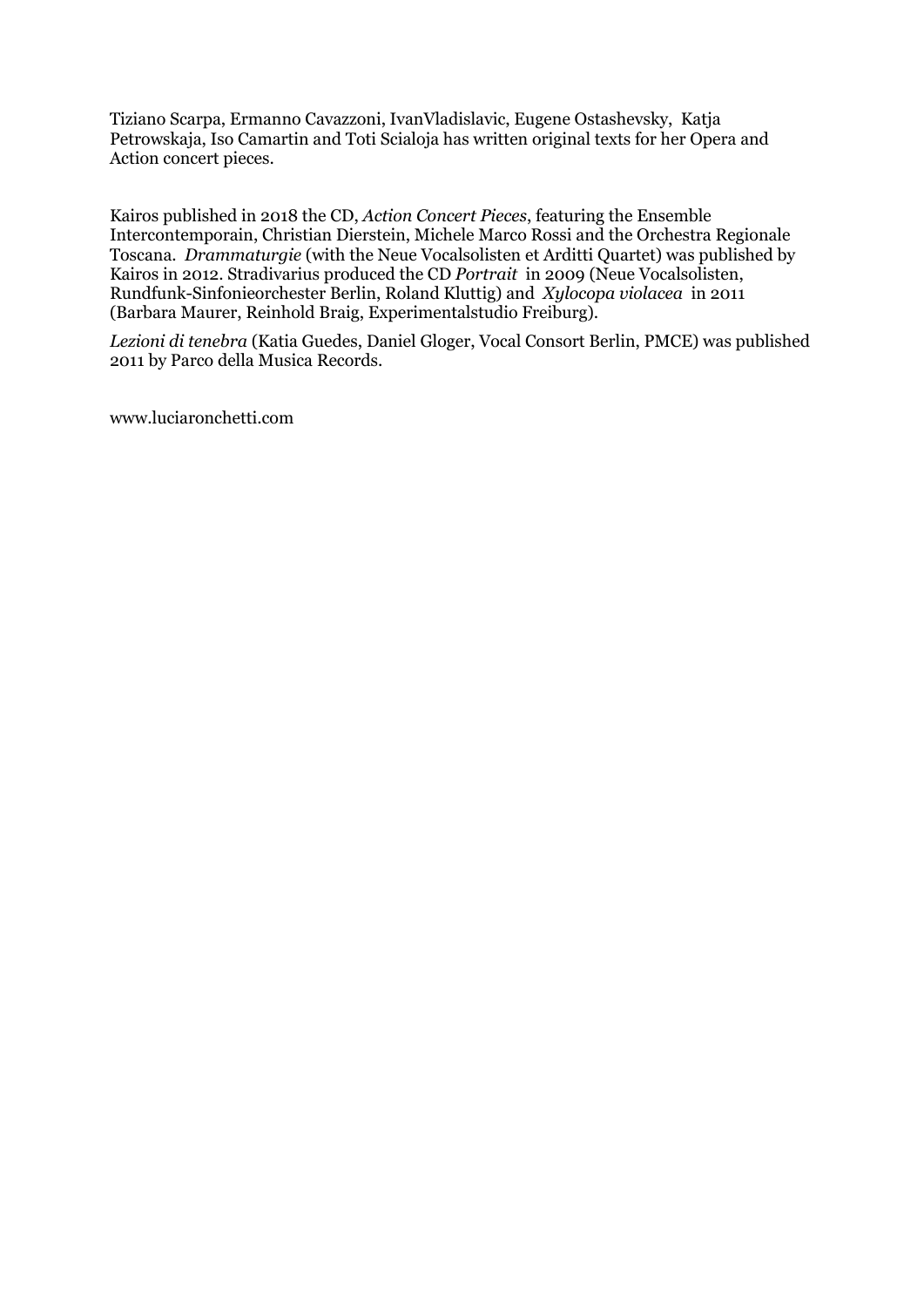Tiziano Scarpa, Ermanno Cavazzoni, IvanVladislavic, Eugene Ostashevsky, Katja Petrowskaja, Iso Camartin and Toti Scialoja has written original texts for her Opera and Action concert pieces.

Kairos published in 2018 the CD, *Action Concert Pieces*, featuring the Ensemble Intercontemporain, Christian Dierstein, Michele Marco Rossi and the Orchestra Regionale Toscana. *Drammaturgie* (with the Neue Vocalsolisten et Arditti Quartet) was published by Kairos in 2012. Stradivarius produced the CD *Portrait* in 2009 (Neue Vocalsolisten, Rundfunk-Sinfonieorchester Berlin, Roland Kluttig) and *Xylocopa violacea* in 2011 (Barbara Maurer, Reinhold Braig, Experimentalstudio Freiburg).

*Lezioni di tenebra* (Katia Guedes, Daniel Gloger, Vocal Consort Berlin, PMCE) was published 2011 by Parco della Musica Records.

www.luciaronchetti.com